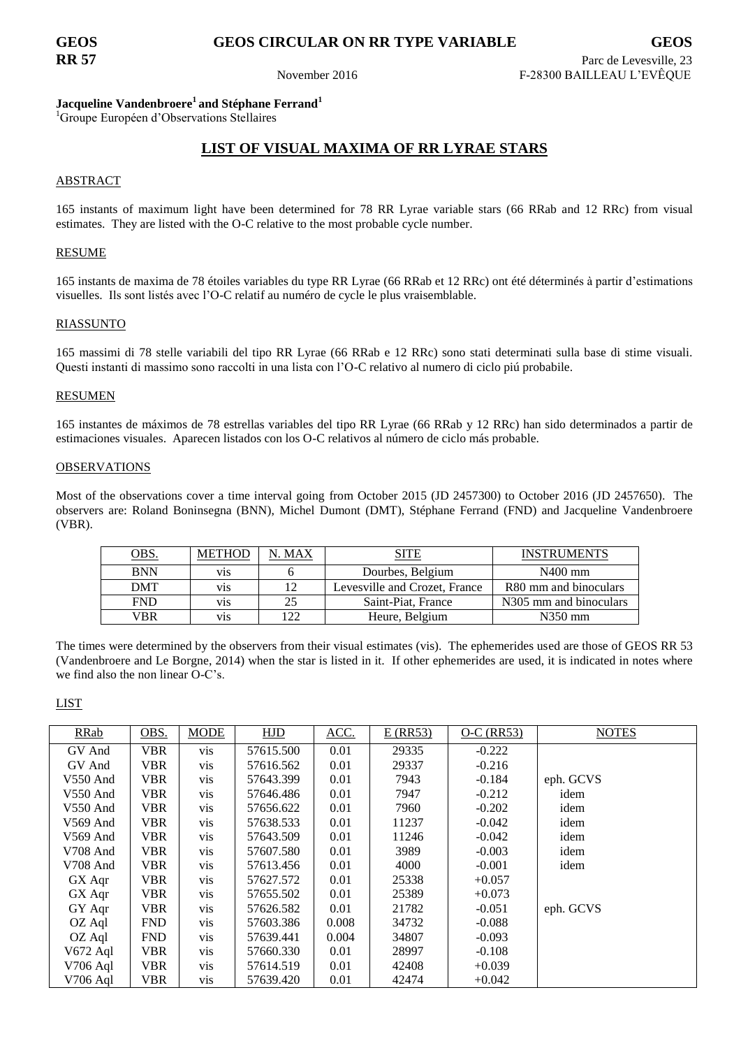**GEOS RR 57**

**GEOS CIRCULAR ON RR TYPE VARIABLE**

November 2016

**GEOS**
Parc de Levesville, 23
F-28300 BAILLEAU L'EVÊQUE

**Jacqueline Vandenbroere[1] and Stéphane Ferrand[1]**
[1]Groupe Européen d'Observations Stellaires

## LIST OF VISUAL MAXIMA OF RR LYRAE STARS

### ABSTRACT

165 instants of maximum light have been determined for 78 RR Lyrae variable stars (66 RRab and 12 RRc) from visual estimates. They are listed with the O-C relative to the most probable cycle number.

### RESUME

165 instants de maxima de 78 étoiles variables du type RR Lyrae (66 RRab et 12 RRc) ont été déterminés à partir d'estimations visuelles. Ils sont listés avec l'O-C relatif au numéro de cycle le plus vraisemblable.

### RIASSUNTO

165 massimi di 78 stelle variabili del tipo RR Lyrae (66 RRab e 12 RRc) sono stati determinati sulla base di stime visuali. Questi instanti di massimo sono raccolti in una lista con l'O-C relativo al numero di ciclo piú probabile.

### RESUMEN

165 instantes de máximos de 78 estrellas variables del tipo RR Lyrae (66 RRab y 12 RRc) han sido determinados a partir de estimaciones visuales. Aparecen listados con los O-C relativos al número de ciclo más probable.

### OBSERVATIONS

Most of the observations cover a time interval going from October 2015 (JD 2457300) to October 2016 (JD 2457650). The observers are: Roland Boninsegna (BNN), Michel Dumont (DMT), Stéphane Ferrand (FND) and Jacqueline Vandenbroere (VBR).

| OBS. | METHOD | N. MAX | SITE | INSTRUMENTS |
|---|---|---|---|---|
| BNN | vis | 6 | Dourbes, Belgium | N400 mm |
| DMT | vis | 12 | Levesville and Crozet, France | R80 mm and binoculars |
| FND | vis | 25 | Saint-Piat, France | N305 mm and binoculars |
| VBR | vis | 122 | Heure, Belgium | N350 mm |

The times were determined by the observers from their visual estimates (vis). The ephemerides used are those of GEOS RR 53 (Vandenbroere and Le Borgne, 2014) when the star is listed in it. If other ephemerides are used, it is indicated in notes where we find also the non linear O-C's.

### LIST

| RRab | OBS. | MODE | HJD | ACC. | E (RR53) | O-C (RR53) | NOTES |
|---|---|---|---|---|---|---|---|
| GV And | VBR | vis | 57615.500 | 0.01 | 29335 | -0.222 | |
| GV And | VBR | vis | 57616.562 | 0.01 | 29337 | -0.216 | |
| V550 And | VBR | vis | 57643.399 | 0.01 | 7943 | -0.184 | eph. GCVS |
| V550 And | VBR | vis | 57646.486 | 0.01 | 7947 | -0.212 | idem |
| V550 And | VBR | vis | 57656.622 | 0.01 | 7960 | -0.202 | idem |
| V569 And | VBR | vis | 57638.533 | 0.01 | 11237 | -0.042 | idem |
| V569 And | VBR | vis | 57643.509 | 0.01 | 11246 | -0.042 | idem |
| V708 And | VBR | vis | 57607.580 | 0.01 | 3989 | -0.003 | idem |
| V708 And | VBR | vis | 57613.456 | 0.01 | 4000 | -0.001 | idem |
| GX Aqr | VBR | vis | 57627.572 | 0.01 | 25338 | +0.057 | |
| GX Aqr | VBR | vis | 57655.502 | 0.01 | 25389 | +0.073 | |
| GY Aqr | VBR | vis | 57626.582 | 0.01 | 21782 | -0.051 | eph. GCVS |
| OZ Aql | FND | vis | 57603.386 | 0.008 | 34732 | -0.088 | |
| OZ Aql | FND | vis | 57639.441 | 0.004 | 34807 | -0.093 | |
| V672 Aql | VBR | vis | 57660.330 | 0.01 | 28997 | -0.108 | |
| V706 Aql | VBR | vis | 57614.519 | 0.01 | 42408 | +0.039 | |
| V706 Aql | VBR | vis | 57639.420 | 0.01 | 42474 | +0.042 | |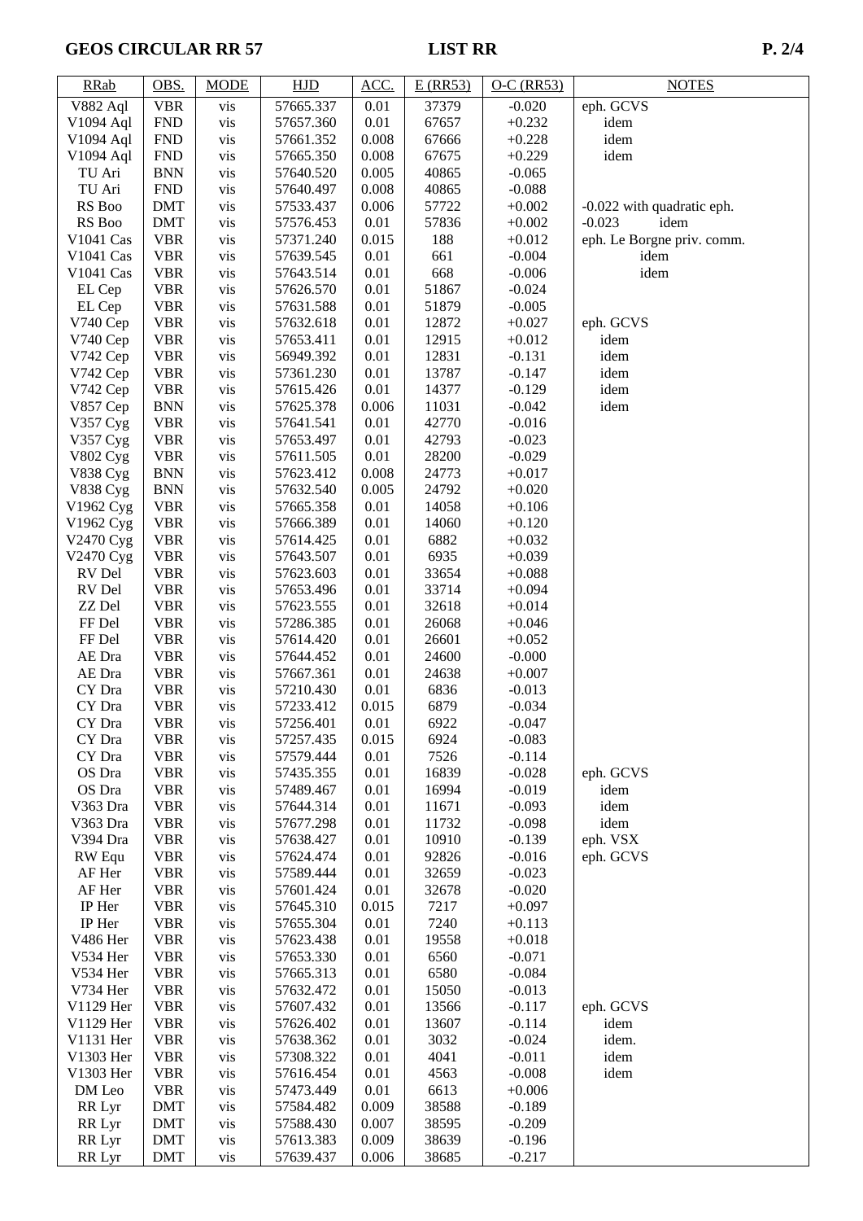| RRab | OBS. | MODE | HJD | ACC. | E (RR53) | O-C (RR53) | NOTES |
|---|---|---|---|---|---|---|---|
| V882 Aql | VBR | vis | 57665.337 | 0.01 | 37379 | -0.020 | eph. GCVS |
| V1094 Aql | FND | vis | 57657.360 | 0.01 | 67657 | +0.232 | idem |
| V1094 Aql | FND | vis | 57661.352 | 0.008 | 67666 | +0.228 | idem |
| V1094 Aql | FND | vis | 57665.350 | 0.008 | 67675 | +0.229 | idem |
| TU Ari | BNN | vis | 57640.520 | 0.005 | 40865 | -0.065 | |
| TU Ari | FND | vis | 57640.497 | 0.008 | 40865 | -0.088 | |
| RS Boo | DMT | vis | 57533.437 | 0.006 | 57722 | +0.002 | -0.022 with quadratic eph. |
| RS Boo | DMT | vis | 57576.453 | 0.01 | 57836 | +0.002 | -0.023 idem |
| V1041 Cas | VBR | vis | 57371.240 | 0.015 | 188 | +0.012 | eph. Le Borgne priv. comm. |
| V1041 Cas | VBR | vis | 57639.545 | 0.01 | 661 | -0.004 | idem |
| V1041 Cas | VBR | vis | 57643.514 | 0.01 | 668 | -0.006 | idem |
| EL Cep | VBR | vis | 57626.570 | 0.01 | 51867 | -0.024 | |
| EL Cep | VBR | vis | 57631.588 | 0.01 | 51879 | -0.005 | |
| V740 Cep | VBR | vis | 57632.618 | 0.01 | 12872 | +0.027 | eph. GCVS |
| V740 Cep | VBR | vis | 57653.411 | 0.01 | 12915 | +0.012 | idem |
| V742 Cep | VBR | vis | 56949.392 | 0.01 | 12831 | -0.131 | idem |
| V742 Cep | VBR | vis | 57361.230 | 0.01 | 13787 | -0.147 | idem |
| V742 Cep | VBR | vis | 57615.426 | 0.01 | 14377 | -0.129 | idem |
| V857 Cep | BNN | vis | 57625.378 | 0.006 | 11031 | -0.042 | idem |
| V357 Cyg | VBR | vis | 57641.541 | 0.01 | 42770 | -0.016 | |
| V357 Cyg | VBR | vis | 57653.497 | 0.01 | 42793 | -0.023 | |
| V802 Cyg | VBR | vis | 57611.505 | 0.01 | 28200 | -0.029 | |
| V838 Cyg | BNN | vis | 57623.412 | 0.008 | 24773 | +0.017 | |
| V838 Cyg | BNN | vis | 57632.540 | 0.005 | 24792 | +0.020 | |
| V1962 Cyg | VBR | vis | 57665.358 | 0.01 | 14058 | +0.106 | |
| V1962 Cyg | VBR | vis | 57666.389 | 0.01 | 14060 | +0.120 | |
| V2470 Cyg | VBR | vis | 57614.425 | 0.01 | 6882 | +0.032 | |
| V2470 Cyg | VBR | vis | 57643.507 | 0.01 | 6935 | +0.039 | |
| RV Del | VBR | vis | 57623.603 | 0.01 | 33654 | +0.088 | |
| RV Del | VBR | vis | 57653.496 | 0.01 | 33714 | +0.094 | |
| ZZ Del | VBR | vis | 57623.555 | 0.01 | 32618 | +0.014 | |
| FF Del | VBR | vis | 57286.385 | 0.01 | 26068 | +0.046 | |
| FF Del | VBR | vis | 57614.420 | 0.01 | 26601 | +0.052 | |
| AE Dra | VBR | vis | 57644.452 | 0.01 | 24600 | -0.000 | |
| AE Dra | VBR | vis | 57667.361 | 0.01 | 24638 | +0.007 | |
| CY Dra | VBR | vis | 57210.430 | 0.01 | 6836 | -0.013 | |
| CY Dra | VBR | vis | 57233.412 | 0.015 | 6879 | -0.034 | |
| CY Dra | VBR | vis | 57256.401 | 0.01 | 6922 | -0.047 | |
| CY Dra | VBR | vis | 57257.435 | 0.015 | 6924 | -0.083 | |
| CY Dra | VBR | vis | 57579.444 | 0.01 | 7526 | -0.114 | |
| OS Dra | VBR | vis | 57435.355 | 0.01 | 16839 | -0.028 | eph. GCVS |
| OS Dra | VBR | vis | 57489.467 | 0.01 | 16994 | -0.019 | idem |
| V363 Dra | VBR | vis | 57644.314 | 0.01 | 11671 | -0.093 | idem |
| V363 Dra | VBR | vis | 57677.298 | 0.01 | 11732 | -0.098 | idem |
| V394 Dra | VBR | vis | 57638.427 | 0.01 | 10910 | -0.139 | eph. VSX |
| RW Equ | VBR | vis | 57624.474 | 0.01 | 92826 | -0.016 | eph. GCVS |
| AF Her | VBR | vis | 57589.444 | 0.01 | 32659 | -0.023 | |
| AF Her | VBR | vis | 57601.424 | 0.01 | 32678 | -0.020 | |
| IP Her | VBR | vis | 57645.310 | 0.015 | 7217 | +0.097 | |
| IP Her | VBR | vis | 57655.304 | 0.01 | 7240 | +0.113 | |
| V486 Her | VBR | vis | 57623.438 | 0.01 | 19558 | +0.018 | |
| V534 Her | VBR | vis | 57653.330 | 0.01 | 6560 | -0.071 | |
| V534 Her | VBR | vis | 57665.313 | 0.01 | 6580 | -0.084 | |
| V734 Her | VBR | vis | 57632.472 | 0.01 | 15050 | -0.013 | |
| V1129 Her | VBR | vis | 57607.432 | 0.01 | 13566 | -0.117 | eph. GCVS |
| V1129 Her | VBR | vis | 57626.402 | 0.01 | 13607 | -0.114 | idem |
| V1131 Her | VBR | vis | 57638.362 | 0.01 | 3032 | -0.024 | idem. |
| V1303 Her | VBR | vis | 57308.322 | 0.01 | 4041 | -0.011 | idem |
| V1303 Her | VBR | vis | 57616.454 | 0.01 | 4563 | -0.008 | idem |
| DM Leo | VBR | vis | 57473.449 | 0.01 | 6613 | +0.006 | |
| RR Lyr | DMT | vis | 57584.482 | 0.009 | 38588 | -0.189 | |
| RR Lyr | DMT | vis | 57588.430 | 0.007 | 38595 | -0.209 | |
| RR Lyr | DMT | vis | 57613.383 | 0.009 | 38639 | -0.196 | |
| RR Lyr | DMT | vis | 57639.437 | 0.006 | 38685 | -0.217 | |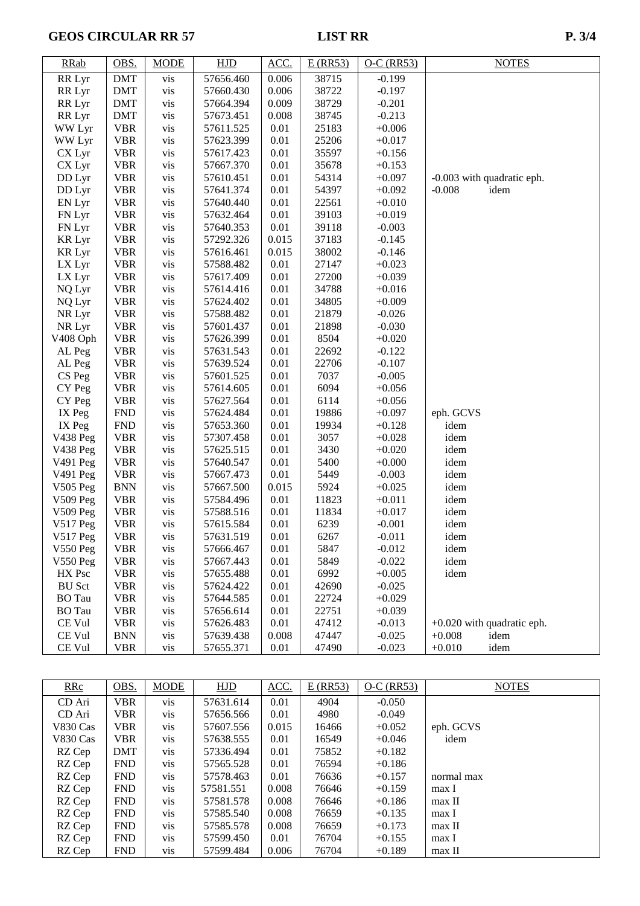| RRab | OBS. | MODE | HJD | ACC. | E (RR53) | O-C (RR53) | NOTES |
|---|---|---|---|---|---|---|---|
| RR Lyr | DMT | vis | 57656.460 | 0.006 | 38715 | -0.199 | |
| RR Lyr | DMT | vis | 57660.430 | 0.006 | 38722 | -0.197 | |
| RR Lyr | DMT | vis | 57664.394 | 0.009 | 38729 | -0.201 | |
| RR Lyr | DMT | vis | 57673.451 | 0.008 | 38745 | -0.213 | |
| WW Lyr | VBR | vis | 57611.525 | 0.01 | 25183 | +0.006 | |
| WW Lyr | VBR | vis | 57623.399 | 0.01 | 25206 | +0.017 | |
| CX Lyr | VBR | vis | 57617.423 | 0.01 | 35597 | +0.156 | |
| CX Lyr | VBR | vis | 57667.370 | 0.01 | 35678 | +0.153 | |
| DD Lyr | VBR | vis | 57610.451 | 0.01 | 54314 | +0.097 | -0.003 with quadratic eph. |
| DD Lyr | VBR | vis | 57641.374 | 0.01 | 54397 | +0.092 | -0.008 idem |
| EN Lyr | VBR | vis | 57640.440 | 0.01 | 22561 | +0.010 | |
| FN Lyr | VBR | vis | 57632.464 | 0.01 | 39103 | +0.019 | |
| FN Lyr | VBR | vis | 57640.353 | 0.01 | 39118 | -0.003 | |
| KR Lyr | VBR | vis | 57292.326 | 0.015 | 37183 | -0.145 | |
| KR Lyr | VBR | vis | 57616.461 | 0.015 | 38002 | -0.146 | |
| LX Lyr | VBR | vis | 57588.482 | 0.01 | 27147 | +0.023 | |
| LX Lyr | VBR | vis | 57617.409 | 0.01 | 27200 | +0.039 | |
| NQ Lyr | VBR | vis | 57614.416 | 0.01 | 34788 | +0.016 | |
| NQ Lyr | VBR | vis | 57624.402 | 0.01 | 34805 | +0.009 | |
| NR Lyr | VBR | vis | 57588.482 | 0.01 | 21879 | -0.026 | |
| NR Lyr | VBR | vis | 57601.437 | 0.01 | 21898 | -0.030 | |
| V408 Oph | VBR | vis | 57626.399 | 0.01 | 8504 | +0.020 | |
| AL Peg | VBR | vis | 57631.543 | 0.01 | 22692 | -0.122 | |
| AL Peg | VBR | vis | 57639.524 | 0.01 | 22706 | -0.107 | |
| CS Peg | VBR | vis | 57601.525 | 0.01 | 7037 | -0.005 | |
| CY Peg | VBR | vis | 57614.605 | 0.01 | 6094 | +0.056 | |
| CY Peg | VBR | vis | 57627.564 | 0.01 | 6114 | +0.056 | |
| IX Peg | FND | vis | 57624.484 | 0.01 | 19886 | +0.097 | eph. GCVS |
| IX Peg | FND | vis | 57653.360 | 0.01 | 19934 | +0.128 | idem |
| V438 Peg | VBR | vis | 57307.458 | 0.01 | 3057 | +0.028 | idem |
| V438 Peg | VBR | vis | 57625.515 | 0.01 | 3430 | +0.020 | idem |
| V491 Peg | VBR | vis | 57640.547 | 0.01 | 5400 | +0.000 | idem |
| V491 Peg | VBR | vis | 57667.473 | 0.01 | 5449 | -0.003 | idem |
| V505 Peg | BNN | vis | 57667.500 | 0.015 | 5924 | +0.025 | idem |
| V509 Peg | VBR | vis | 57584.496 | 0.01 | 11823 | +0.011 | idem |
| V509 Peg | VBR | vis | 57588.516 | 0.01 | 11834 | +0.017 | idem |
| V517 Peg | VBR | vis | 57615.584 | 0.01 | 6239 | -0.001 | idem |
| V517 Peg | VBR | vis | 57631.519 | 0.01 | 6267 | -0.011 | idem |
| V550 Peg | VBR | vis | 57666.467 | 0.01 | 5847 | -0.012 | idem |
| V550 Peg | VBR | vis | 57667.443 | 0.01 | 5849 | -0.022 | idem |
| HX Psc | VBR | vis | 57655.488 | 0.01 | 6992 | +0.005 | idem |
| BU Sct | VBR | vis | 57624.422 | 0.01 | 42690 | -0.025 | |
| BO Tau | VBR | vis | 57644.585 | 0.01 | 22724 | +0.029 | |
| BO Tau | VBR | vis | 57656.614 | 0.01 | 22751 | +0.039 | |
| CE Vul | VBR | vis | 57626.483 | 0.01 | 47412 | -0.013 | +0.020 with quadratic eph. |
| CE Vul | BNN | vis | 57639.438 | 0.008 | 47447 | -0.025 | +0.008 idem |
| CE Vul | VBR | vis | 57655.371 | 0.01 | 47490 | -0.023 | +0.010 idem |

| RRc | OBS. | MODE | HJD | ACC. | E (RR53) | O-C (RR53) | NOTES |
|---|---|---|---|---|---|---|---|
| CD Ari | VBR | vis | 57631.614 | 0.01 | 4904 | -0.050 | |
| CD Ari | VBR | vis | 57656.566 | 0.01 | 4980 | -0.049 | |
| V830 Cas | VBR | vis | 57607.556 | 0.015 | 16466 | +0.052 | eph. GCVS |
| V830 Cas | VBR | vis | 57638.555 | 0.01 | 16549 | +0.046 | idem |
| RZ Cep | DMT | vis | 57336.494 | 0.01 | 75852 | +0.182 | |
| RZ Cep | FND | vis | 57565.528 | 0.01 | 76594 | +0.186 | |
| RZ Cep | FND | vis | 57578.463 | 0.01 | 76636 | +0.157 | normal max |
| RZ Cep | FND | vis | 57581.551 | 0.008 | 76646 | +0.159 | max I |
| RZ Cep | FND | vis | 57581.578 | 0.008 | 76646 | +0.186 | max II |
| RZ Cep | FND | vis | 57585.540 | 0.008 | 76659 | +0.135 | max I |
| RZ Cep | FND | vis | 57585.578 | 0.008 | 76659 | +0.173 | max II |
| RZ Cep | FND | vis | 57599.450 | 0.01 | 76704 | +0.155 | max I |
| RZ Cep | FND | vis | 57599.484 | 0.006 | 76704 | +0.189 | max II |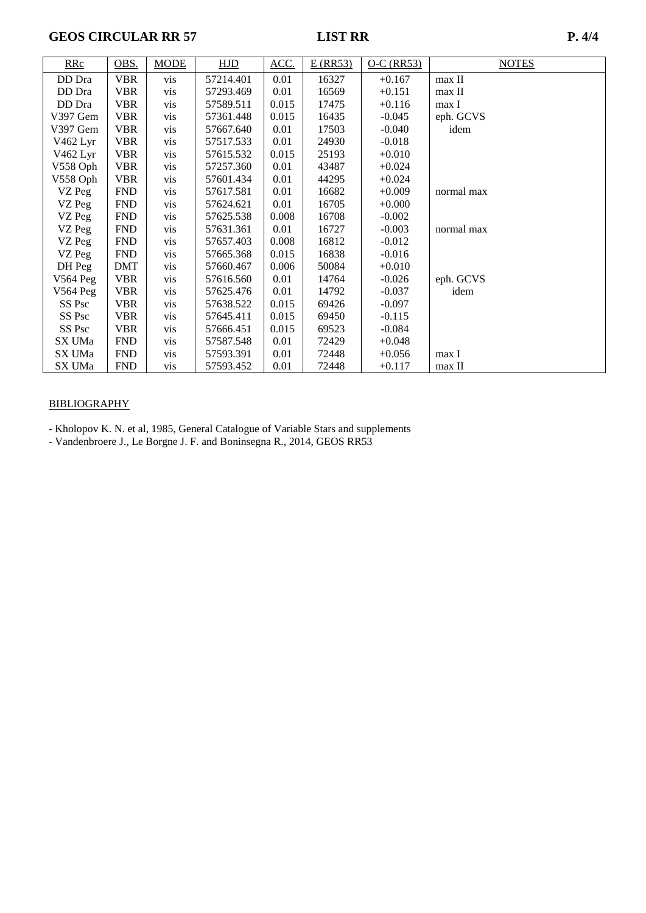| RRc | OBS. | MODE | HJD | ACC. | E (RR53) | O-C (RR53) | NOTES |
|---|---|---|---|---|---|---|---|
| DD Dra | VBR | vis | 57214.401 | 0.01 | 16327 | +0.167 | max II |
| DD Dra | VBR | vis | 57293.469 | 0.01 | 16569 | +0.151 | max II |
| DD Dra | VBR | vis | 57589.511 | 0.015 | 17475 | +0.116 | max I |
| V397 Gem | VBR | vis | 57361.448 | 0.015 | 16435 | -0.045 | eph. GCVS |
| V397 Gem | VBR | vis | 57667.640 | 0.01 | 17503 | -0.040 | idem |
| V462 Lyr | VBR | vis | 57517.533 | 0.01 | 24930 | -0.018 | |
| V462 Lyr | VBR | vis | 57615.532 | 0.015 | 25193 | +0.010 | |
| V558 Oph | VBR | vis | 57257.360 | 0.01 | 43487 | +0.024 | |
| V558 Oph | VBR | vis | 57601.434 | 0.01 | 44295 | +0.024 | |
| VZ Peg | FND | vis | 57617.581 | 0.01 | 16682 | +0.009 | normal max |
| VZ Peg | FND | vis | 57624.621 | 0.01 | 16705 | +0.000 | |
| VZ Peg | FND | vis | 57625.538 | 0.008 | 16708 | -0.002 | |
| VZ Peg | FND | vis | 57631.361 | 0.01 | 16727 | -0.003 | normal max |
| VZ Peg | FND | vis | 57657.403 | 0.008 | 16812 | -0.012 | |
| VZ Peg | FND | vis | 57665.368 | 0.015 | 16838 | -0.016 | |
| DH Peg | DMT | vis | 57660.467 | 0.006 | 50084 | +0.010 | |
| V564 Peg | VBR | vis | 57616.560 | 0.01 | 14764 | -0.026 | eph. GCVS |
| V564 Peg | VBR | vis | 57625.476 | 0.01 | 14792 | -0.037 | idem |
| SS Psc | VBR | vis | 57638.522 | 0.015 | 69426 | -0.097 | |
| SS Psc | VBR | vis | 57645.411 | 0.015 | 69450 | -0.115 | |
| SS Psc | VBR | vis | 57666.451 | 0.015 | 69523 | -0.084 | |
| SX UMa | FND | vis | 57587.548 | 0.01 | 72429 | +0.048 | |
| SX UMa | FND | vis | 57593.391 | 0.01 | 72448 | +0.056 | max I |
| SX UMa | FND | vis | 57593.452 | 0.01 | 72448 | +0.117 | max II |

BIBLIOGRAPHY

- Kholopov K. N. et al, 1985, General Catalogue of Variable Stars and supplements
- Vandenbroere J., Le Borgne J. F. and Boninsegna R., 2014, GEOS RR53